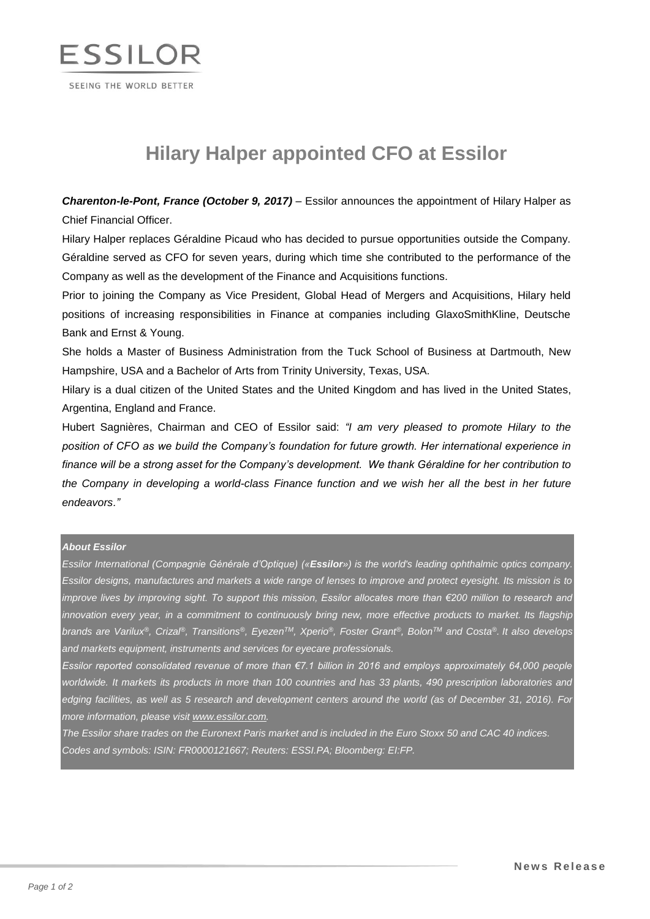ESSILOR

SEEING THE WORLD BETTER

# Hilary Halper appointed CFO at Essilor

***Charenton-le-Pont, France (October 9, 2017)*** – Essilor announces the appointment of Hilary Halper as Chief Financial Officer.

Hilary Halper replaces Géraldine Picaud who has decided to pursue opportunities outside the Company. Géraldine served as CFO for seven years, during which time she contributed to the performance of the Company as well as the development of the Finance and Acquisitions functions.

Prior to joining the Company as Vice President, Global Head of Mergers and Acquisitions, Hilary held positions of increasing responsibilities in Finance at companies including GlaxoSmithKline, Deutsche Bank and Ernst & Young.

She holds a Master of Business Administration from the Tuck School of Business at Dartmouth, New Hampshire, USA and a Bachelor of Arts from Trinity University, Texas, USA.

Hilary is a dual citizen of the United States and the United Kingdom and has lived in the United States, Argentina, England and France.

Hubert Sagnières, Chairman and CEO of Essilor said: *"I am very pleased to promote Hilary to the position of CFO as we build the Company's foundation for future growth. Her international experience in finance will be a strong asset for the Company's development. We thank Géraldine for her contribution to the Company in developing a world-class Finance function and we wish her all the best in her future endeavors."*

***About Essilor***

*Essilor International (Compagnie Générale d'Optique) («**Essilor**») is the world's leading ophthalmic optics company. Essilor designs, manufactures and markets a wide range of lenses to improve and protect eyesight. Its mission is to improve lives by improving sight. To support this mission, Essilor allocates more than €200 million to research and innovation every year, in a commitment to continuously bring new, more effective products to market. Its flagship brands are Varilux®, Crizal®, Transitions®, Eyezen™, Xperio®, Foster Grant®, Bolon™ and Costa®. It also develops and markets equipment, instruments and services for eyecare professionals.*

*Essilor reported consolidated revenue of more than €7.1 billion in 2016 and employs approximately 64,000 people worldwide. It markets its products in more than 100 countries and has 33 plants, 490 prescription laboratories and edging facilities, as well as 5 research and development centers around the world (as of December 31, 2016). For more information, please visit www.essilor.com.*

*The Essilor share trades on the Euronext Paris market and is included in the Euro Stoxx 50 and CAC 40 indices.*

*Codes and symbols: ISIN: FR0000121667; Reuters: ESSI.PA; Bloomberg: EI:FP.*

**News Release**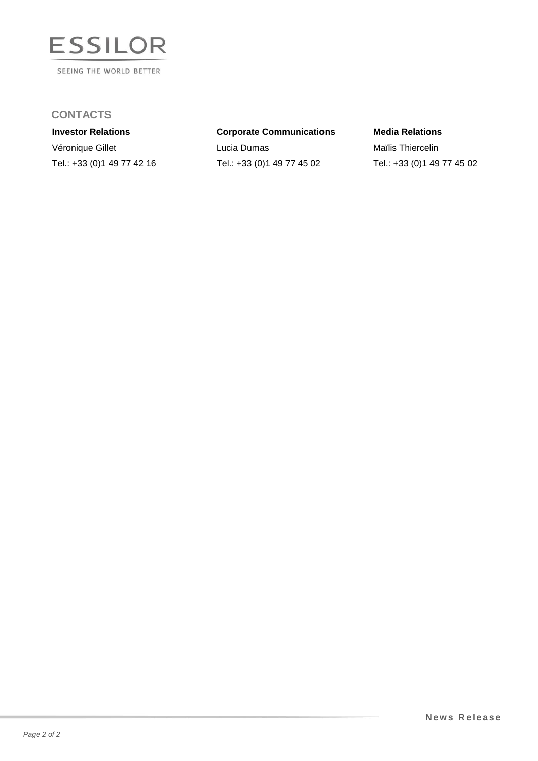## CONTACTS

| Investor Relations | Corporate Communications | Media Relations |
| --- | --- | --- |
| Véronique Gillet | Lucia Dumas | Maïlis Thiercelin |
| Tel.: +33 (0)1 49 77 42 16 | Tel.: +33 (0)1 49 77 45 02 | Tel.: +33 (0)1 49 77 45 02 |